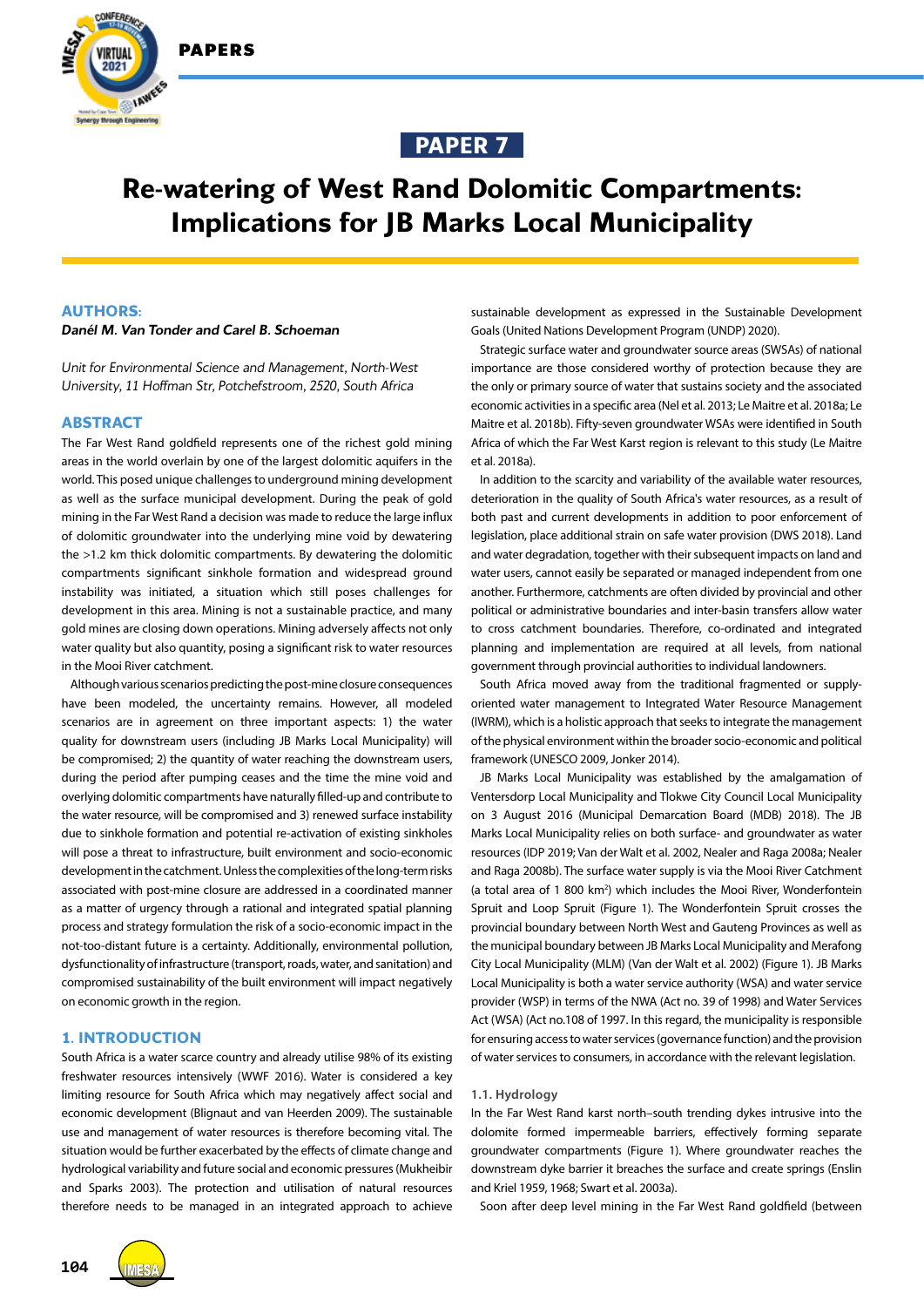## PAPER 7

# Re-watering of West Rand Dolomitic Compartments: Implications for JB Marks Local Municipality

### AUTHORS:

***Danél M. Van Tonder and Carel B. Schoeman***

*Unit for Environmental Science and Management, North-West University, 11 Hoffman Str, Potchefstroom, 2520, South Africa*

### ABSTRACT

The Far West Rand goldfield represents one of the richest gold mining areas in the world overlain by one of the largest dolomitic aquifers in the world. This posed unique challenges to underground mining development as well as the surface municipal development. During the peak of gold mining in the Far West Rand a decision was made to reduce the large influx of dolomitic groundwater into the underlying mine void by dewatering the >1.2 km thick dolomitic compartments. By dewatering the dolomitic compartments significant sinkhole formation and widespread ground instability was initiated, a situation which still poses challenges for development in this area. Mining is not a sustainable practice, and many gold mines are closing down operations. Mining adversely affects not only water quality but also quantity, posing a significant risk to water resources in the Mooi River catchment.

Although various scenarios predicting the post-mine closure consequences have been modeled, the uncertainty remains. However, all modeled scenarios are in agreement on three important aspects: 1) the water quality for downstream users (including JB Marks Local Municipality) will be compromised; 2) the quantity of water reaching the downstream users, during the period after pumping ceases and the time the mine void and overlying dolomitic compartments have naturally filled-up and contribute to the water resource, will be compromised and 3) renewed surface instability due to sinkhole formation and potential re-activation of existing sinkholes will pose a threat to infrastructure, built environment and socio-economic development in the catchment. Unless the complexities of the long-term risks associated with post-mine closure are addressed in a coordinated manner as a matter of urgency through a rational and integrated spatial planning process and strategy formulation the risk of a socio-economic impact in the not-too-distant future is a certainty. Additionally, environmental pollution, dysfunctionality of infrastructure (transport, roads, water, and sanitation) and compromised sustainability of the built environment will impact negatively on economic growth in the region.

### 1. INTRODUCTION

South Africa is a water scarce country and already utilise 98% of its existing freshwater resources intensively (WWF 2016). Water is considered a key limiting resource for South Africa which may negatively affect social and economic development (Blignaut and van Heerden 2009). The sustainable use and management of water resources is therefore becoming vital. The situation would be further exacerbated by the effects of climate change and hydrological variability and future social and economic pressures (Mukheibir and Sparks 2003). The protection and utilisation of natural resources therefore needs to be managed in an integrated approach to achieve sustainable development as expressed in the Sustainable Development Goals (United Nations Development Program (UNDP) 2020).

Strategic surface water and groundwater source areas (SWSAs) of national importance are those considered worthy of protection because they are the only or primary source of water that sustains society and the associated economic activities in a specific area (Nel et al. 2013; Le Maitre et al. 2018a; Le Maitre et al. 2018b). Fifty-seven groundwater WSAs were identified in South Africa of which the Far West Karst region is relevant to this study (Le Maitre et al. 2018a).

In addition to the scarcity and variability of the available water resources, deterioration in the quality of South Africa's water resources, as a result of both past and current developments in addition to poor enforcement of legislation, place additional strain on safe water provision (DWS 2018). Land and water degradation, together with their subsequent impacts on land and water users, cannot easily be separated or managed independent from one another. Furthermore, catchments are often divided by provincial and other political or administrative boundaries and inter-basin transfers allow water to cross catchment boundaries. Therefore, co-ordinated and integrated planning and implementation are required at all levels, from national government through provincial authorities to individual landowners.

South Africa moved away from the traditional fragmented or supply-oriented water management to Integrated Water Resource Management (IWRM), which is a holistic approach that seeks to integrate the management of the physical environment within the broader socio-economic and political framework (UNESCO 2009, Jonker 2014).

JB Marks Local Municipality was established by the amalgamation of Ventersdorp Local Municipality and Tlokwe City Council Local Municipality on 3 August 2016 (Municipal Demarcation Board (MDB) 2018). The JB Marks Local Municipality relies on both surface- and groundwater as water resources (IDP 2019; Van der Walt et al. 2002, Nealer and Raga 2008a; Nealer and Raga 2008b). The surface water supply is via the Mooi River Catchment (a total area of 1 800 km$^2$) which includes the Mooi River, Wonderfontein Spruit and Loop Spruit (Figure 1). The Wonderfontein Spruit crosses the provincial boundary between North West and Gauteng Provinces as well as the municipal boundary between JB Marks Local Municipality and Merafong City Local Municipality (MLM) (Van der Walt et al. 2002) (Figure 1). JB Marks Local Municipality is both a water service authority (WSA) and water services provider (WSP) in terms of the NWA (Act no. 39 of 1998) and Water Services Act (WSA) (Act no.108 of 1997. In this regard, the municipality is responsible for ensuring access to water services (governance function) and the provision of water services to consumers, in accordance with the relevant legislation.

#### 1.1. Hydrology

In the Far West Rand karst north–south trending dykes intrusive into the dolomite formed impermeable barriers, effectively forming separate groundwater compartments (Figure 1). Where groundwater reaches the downstream dyke barrier it breaches the surface and create springs (Enslin and Kriel 1959, 1968; Swart et al. 2003a).

Soon after deep level mining in the Far West Rand goldfield (between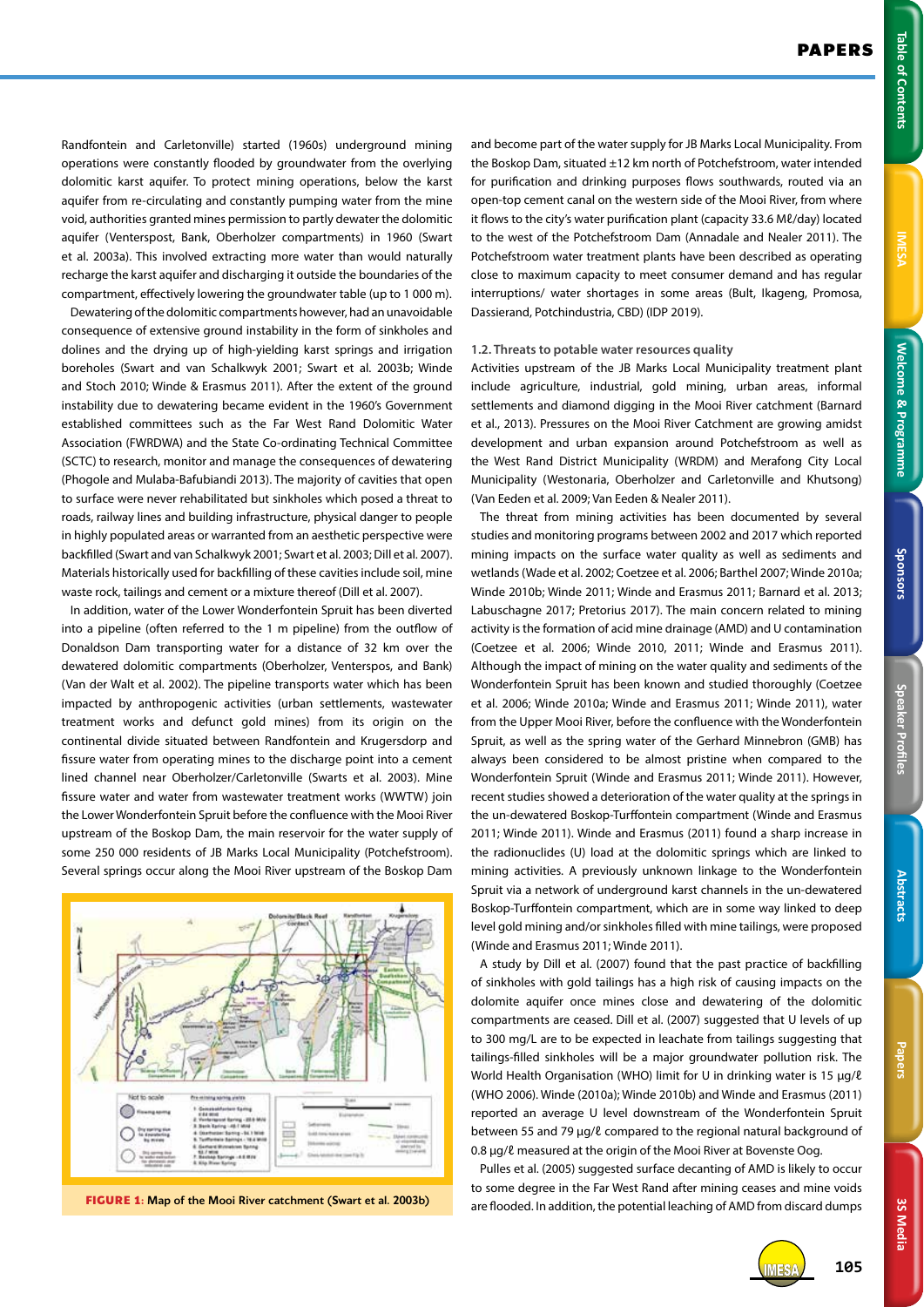Randfontein and Carletonville) started (1960s) underground mining operations were constantly flooded by groundwater from the overlying dolomitic karst aquifer. To protect mining operations, below the karst aquifer from re-circulating and constantly pumping water from the mine void, authorities granted mines permission to partly dewater the dolomitic aquifer (Venterspost, Bank, Oberholzer compartments) in 1960 (Swart et al. 2003a). This involved extracting more water than would naturally recharge the karst aquifer and discharging it outside the boundaries of the compartment, effectively lowering the groundwater table (up to 1 000 m).

Dewatering of the dolomitic compartments however, had an unavoidable consequence of extensive ground instability in the form of sinkholes and dolines and the drying up of high-yielding karst springs and irrigation boreholes (Swart and van Schalkwyk 2001; Swart et al. 2003b; Winde and Stoch 2010; Winde & Erasmus 2011). After the extent of the ground instability due to dewatering became evident in the 1960's Government established committees such as the Far West Rand Dolomitic Water Association (FWRDWA) and the State Co-ordinating Technical Committee (SCTC) to research, monitor and manage the consequences of dewatering (Phogole and Mulaba-Bafubiandi 2013). The majority of cavities that open to surface were never rehabilitated but sinkholes which posed a threat to roads, railway lines and building infrastructure, physical danger to people in highly populated areas or warranted from an aesthetic perspective were backfilled (Swart and van Schalkwyk 2001; Swart et al. 2003; Dill et al. 2007). Materials historically used for backfilling of these cavities include soil, mine waste rock, tailings and cement or a mixture thereof (Dill et al. 2007).

In addition, water of the Lower Wonderfontein Spruit has been diverted into a pipeline (often referred to the 1 m pipeline) from the outflow of Donaldson Dam transporting water for a distance of 32 km over the dewatered dolomitic compartments (Oberholzer, Venterspos, and Bank) (Van der Walt et al. 2002). The pipeline transports water which has been impacted by anthropogenic activities (urban settlements, wastewater treatment works and defunct gold mines) from its origin on the continental divide situated between Randfontein and Krugersdorp and fissure water from operating mines to the discharge point into a cement lined channel near Oberholzer/Carletonville (Swarts et al. 2003). Mine fissure water and water from wastewater treatment works (WWTW) join the Lower Wonderfontein Spruit before the confluence with the Mooi River upstream of the Boskop Dam, the main reservoir for the water supply of some 250 000 residents of JB Marks Local Municipality (Potchefstroom). Several springs occur along the Mooi River upstream of the Boskop Dam and become part of the water supply for JB Marks Local Municipality. From the Boskop Dam, situated ±12 km north of Potchefstroom, water intended for purification and drinking purposes flows southwards, routed via an open-top cement canal on the western side of the Mooi River, from where it flows to the city's water purification plant (capacity 33.6 Mℓ/day) located to the west of the Potchefstroom Dam (Annadale and Nealer 2011). The Potchefstroom water treatment plants have been described as operating close to maximum capacity to meet consumer demand and has regular interruptions/ water shortages in some areas (Bult, Ikageng, Promosa, Dassierand, Potchindustria, CBD) (IDP 2019).

**FIGURE 1: Map of the Mooi River catchment (Swart et al. 2003b)**

### 1.2. Threats to potable water resources quality

Activities upstream of the JB Marks Local Municipality treatment plant include agriculture, industrial, gold mining, urban areas, informal settlements and diamond digging in the Mooi River catchment (Barnard et al., 2013). Pressures on the Mooi River Catchment are growing amidst development and urban expansion around Potchefstroom as well as the West Rand District Municipality (WRDM) and Merafong City Local Municipality (Westonaria, Oberholzer and Carletonville and Khutsong) (Van Eeden et al. 2009; Van Eeden & Nealer 2011).

The threat from mining activities has been documented by several studies and monitoring programs between 2002 and 2017 which reported mining impacts on the surface water quality as well as sediments and wetlands (Wade et al. 2002; Coetzee et al. 2006; Barthel 2007; Winde 2010a; Winde 2010b; Winde 2011; Winde and Erasmus 2011; Barnard et al. 2013; Labuschagne 2017; Pretorius 2017). The main concern related to mining activity is the formation of acid mine drainage (AMD) and U contamination (Coetzee et al. 2006; Winde 2010, 2011; Winde and Erasmus 2011). Although the impact of mining on the water quality and sediments of the Wonderfontein Spruit has been known and studied thoroughly (Coetzee et al. 2006; Winde 2010a; Winde and Erasmus 2011; Winde 2011), water from the Upper Mooi River, before the confluence with the Wonderfontein Spruit, as well as the spring water of the Gerhard Minnebron (GMB) has always been considered to be almost pristine when compared to the Wonderfontein Spruit (Winde and Erasmus 2011; Winde 2011). However, recent studies showed a deterioration of the water quality at the springs in the un-dewatered Boskop-Turffontein compartment (Winde and Erasmus 2011; Winde 2011). Winde and Erasmus (2011) found a sharp increase in the radionuclides (U) load at the dolomitic springs which are linked to mining activities. A previously unknown linkage to the Wonderfontein Spruit via a network of underground karst channels in the un-dewatered Boskop-Turffontein compartment, which are in some way linked to deep level gold mining and/or sinkholes filled with mine tailings, were proposed (Winde and Erasmus 2011; Winde 2011).

A study by Dill et al. (2007) found that the past practice of backfilling of sinkholes with gold tailings has a high risk of causing impacts on the dolomite aquifer once mines close and dewatering of the dolomitic compartments are ceased. Dill et al. (2007) suggested that U levels of up to 300 mg/L are to be expected in leachate from tailings suggesting that tailings-filled sinkholes will be a major groundwater pollution risk. The World Health Organisation (WHO) limit for U in drinking water is 15 µg/ℓ (WHO 2006). Winde (2010a); Winde 2010b) and Winde and Erasmus (2011) reported an average U level downstream of the Wonderfontein Spruit between 55 and 79 µg/ℓ compared to the regional natural background of 0.8 µg/ℓ measured at the origin of the Mooi River at Bovenste Oog.

Pulles et al. (2005) suggested surface decanting of AMD is likely to occur to some degree in the Far West Rand after mining ceases and mine voids are flooded. In addition, the potential leaching of AMD from discard dumps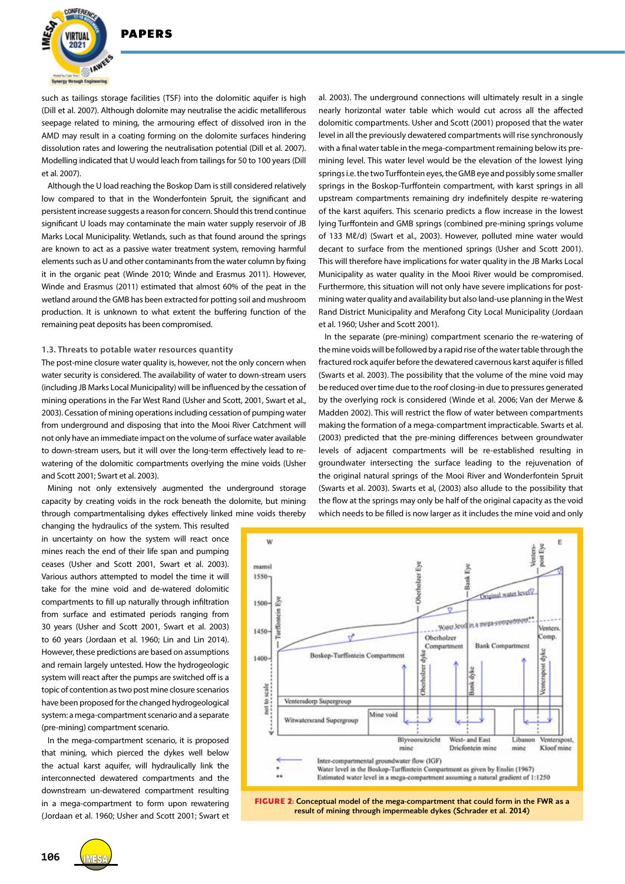such as tailings storage facilities (TSF) into the dolomitic aquifer is high (Dill et al. 2007). Although dolomite may neutralise the acidic metalliferous seepage related to mining, the armouring effect of dissolved iron in the AMD may result in a coating forming on the dolomite surfaces hindering dissolution rates and lowering the neutralisation potential (Dill et al. 2007). Modelling indicated that U would leach from tailings for 50 to 100 years (Dill et al. 2007).

Although the U load reaching the Boskop Dam is still considered relatively low compared to that in the Wonderfontein Spruit, the significant and persistent increase suggests a reason for concern. Should this trend continue significant U loads may contaminate the main water supply reservoir of JB Marks Local Municipality. Wetlands, such as that found around the springs are known to act as a passive water treatment system, removing harmful elements such as U and other contaminants from the water column by fixing it in the organic peat (Winde 2010; Winde and Erasmus 2011). However, Winde and Erasmus (2011) estimated that almost 60% of the peat in the wetland around the GMB has been extracted for potting soil and mushroom production. It is unknown to what extent the buffering function of the remaining peat deposits has been compromised.

### 1.3. Threats to potable water resources quantity

The post-mine closure water quality is, however, not the only concern when water security is considered. The availability of water to down-stream users (including JB Marks Local Municipality) will be influenced by the cessation of mining operations in the Far West Rand (Usher and Scott, 2001, Swart et al., 2003). Cessation of mining operations including cessation of pumping water from underground and disposing that into the Mooi River Catchment will not only have an immediate impact on the volume of surface water available to down-stream users, but it will over the long-term effectively lead to re-watering of the dolomitic compartments overlying the mine voids (Usher and Scott 2001; Swart et al. 2003).

Mining not only extensively augmented the underground storage capacity by creating voids in the rock beneath the dolomite, but mining through compartmentalising dykes effectively linked mine voids thereby changing the hydraulics of the system. This resulted in uncertainty on how the system will react once mines reach the end of their life span and pumping ceases (Usher and Scott 2001, Swart et al. 2003). Various authors attempted to model the time it will take for the mine void and de-watered dolomitic compartments to fill up naturally through infiltration from surface and estimated periods ranging from 30 years (Usher and Scott 2001, Swart et al. 2003) to 60 years (Jordaan et al. 1960; Lin and Lin 2014). However, these predictions are based on assumptions and remain largely untested. How the hydrogeologic system will react after the pumps are switched off is a topic of contention as two post mine closure scenarios have been proposed for the changed hydrogeological system: a mega-compartment scenario and a separate (pre-mining) compartment scenario.

In the mega-compartment scenario, it is proposed that mining, which pierced the dykes well below the actual karst aquifer, will hydraulically link the interconnected dewatered compartments and the downstream un-dewatered compartment resulting in a mega-compartment to form upon rewatering (Jordaan et al. 1960; Usher and Scott 2001; Swart et al. 2003). The underground connections will ultimately result in a single nearly horizontal water table which would cut across all the affected dolomitic compartments. Usher and Scott (2001) proposed that the water level in all the previously dewatered compartments will rise synchronously with a final water table in the mega-compartment remaining below its pre-mining level. This water level would be the elevation of the lowest lying springs i.e. the two Turffontein eyes, the GMB eye and possibly some smaller springs in the Boskop-Turffontein compartment, with karst springs in all upstream compartments remaining dry indefinitely despite re-watering of the karst aquifers. This scenario predicts a flow increase in the lowest lying Turffontein and GMB springs (combined pre-mining springs volume of 133 Mℓ/d) (Swart et al., 2003). However, polluted mine water would decant to surface from the mentioned springs (Usher and Scott 2001). This will therefore have implications for water quality in the JB Marks Local Municipality as water quality in the Mooi River would be compromised. Furthermore, this situation will not only have severe implications for post-mining water quality and availability but also land-use planning in the West Rand District Municipality and Merafong City Local Municipality (Jordaan et al. 1960; Usher and Scott 2001).

In the separate (pre-mining) compartment scenario the re-watering of the mine voids will be followed by a rapid rise of the water table through the fractured rock aquifer before the dewatered cavernous karst aquifer is filled (Swarts et al. 2003). The possibility that the volume of the mine void may be reduced over time due to the roof closing-in due to pressures generated by the overlying rock is considered (Winde et al. 2006; Van der Merwe & Madden 2002). This will restrict the flow of water between compartments making the formation of a mega-compartment impracticable. Swarts et al. (2003) predicted that the pre-mining differences between groundwater levels of adjacent compartments will be re-established resulting in groundwater intersecting the surface leading to the rejuvenation of the original natural springs of the Mooi River and Wonderfontein Spruit (Swarts et al. 2003). Swarts et al, (2003) also allude to the possibility that the flow at the springs may only be half of the original capacity as the void which needs to be filled is now larger as it includes the mine void and only

**FIGURE 2:** Conceptual model of the mega-compartment that could form in the FWR as a result of mining through impermeable dykes (Schrader et al. 2014)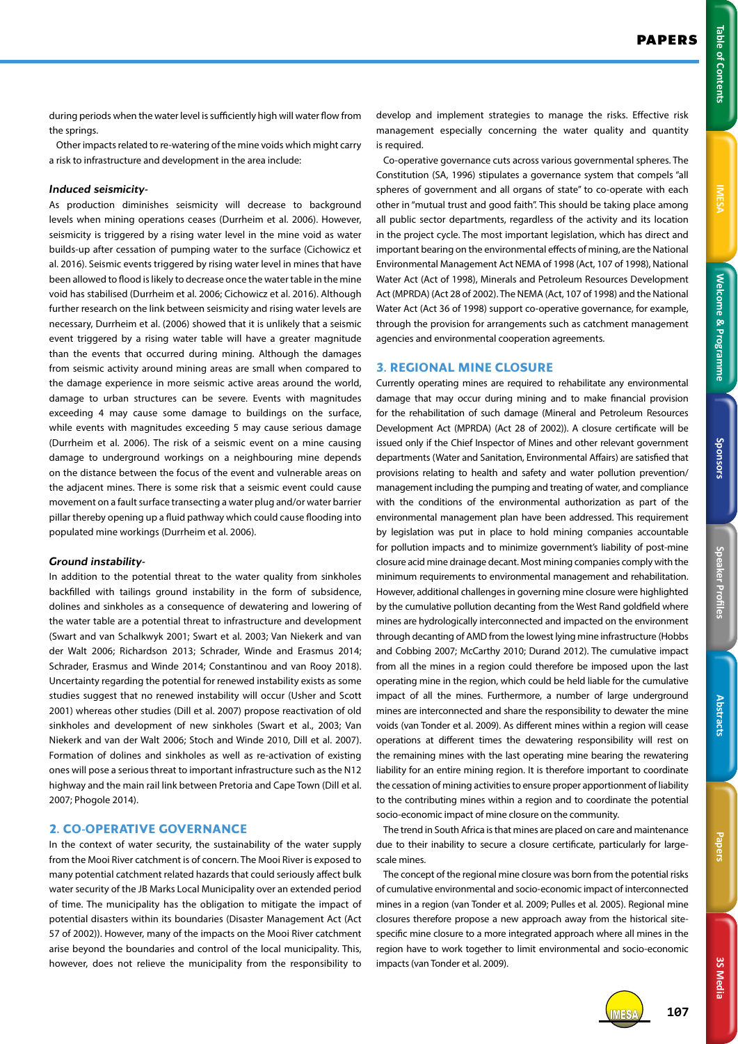during periods when the water level is sufficiently high will water flow from the springs.

Other impacts related to re-watering of the mine voids which might carry a risk to infrastructure and development in the area include:

***Induced seismicity-***

As production diminishes seismicity will decrease to background levels when mining operations ceases (Durrheim et al. 2006). However, seismicity is triggered by a rising water level in the mine void as water builds-up after cessation of pumping water to the surface (Cichowicz et al. 2016). Seismic events triggered by rising water level in mines that have been allowed to flood is likely to decrease once the water table in the mine void has stabilised (Durrheim et al. 2006; Cichowicz et al. 2016). Although further research on the link between seismicity and rising water levels are necessary, Durrheim et al. (2006) showed that it is unlikely that a seismic event triggered by a rising water table will have a greater magnitude than the events that occurred during mining. Although the damages from seismic activity around mining areas are small when compared to the damage experience in more seismic active areas around the world, damage to urban structures can be severe. Events with magnitudes exceeding 4 may cause some damage to buildings on the surface, while events with magnitudes exceeding 5 may cause serious damage (Durrheim et al. 2006). The risk of a seismic event on a mine causing damage to underground workings on a neighbouring mine depends on the distance between the focus of the event and vulnerable areas on the adjacent mines. There is some risk that a seismic event could cause movement on a fault surface transecting a water plug and/or water barrier pillar thereby opening up a fluid pathway which could cause flooding into populated mine workings (Durrheim et al. 2006).

***Ground instability-***

In addition to the potential threat to the water quality from sinkholes backfilled with tailings ground instability in the form of subsidence, dolines and sinkholes as a consequence of dewatering and lowering of the water table are a potential threat to infrastructure and development (Swart and van Schalkwyk 2001; Swart et al. 2003; Van Niekerk and van der Walt 2006; Richardson 2013; Schrader, Winde and Erasmus 2014; Schrader, Erasmus and Winde 2014; Constantinou and van Rooy 2018). Uncertainty regarding the potential for renewed instability exists as some studies suggest that no renewed instability will occur (Usher and Scott 2001) whereas other studies (Dill et al. 2007) propose reactivation of old sinkholes and development of new sinkholes (Swart et al., 2003; Van Niekerk and van der Walt 2006; Stoch and Winde 2010, Dill et al. 2007). Formation of dolines and sinkholes as well as re-activation of existing ones will pose a serious threat to important infrastructure such as the N12 highway and the main rail link between Pretoria and Cape Town (Dill et al. 2007; Phogole 2014).

## 2. CO-OPERATIVE GOVERNANCE

In the context of water security, the sustainability of the water supply from the Mooi River catchment is of concern. The Mooi River is exposed to many potential catchment related hazards that could seriously affect bulk water security of the JB Marks Local Municipality over an extended period of time. The municipality has the obligation to mitigate the impact of potential disasters within its boundaries (Disaster Management Act (Act 57 of 2002)). However, many of the impacts on the Mooi River catchment arise beyond the boundaries and control of the local municipality. This, however, does not relieve the municipality from the responsibility to develop and implement strategies to manage the risks. Effective risk management especially concerning the water quality and quantity is required.

Co-operative governance cuts across various governmental spheres. The Constitution (SA, 1996) stipulates a governance system that compels "all spheres of government and all organs of state" to co-operate with each other in "mutual trust and good faith". This should be taking place among all public sector departments, regardless of the activity and its location in the project cycle. The most important legislation, which has direct and important bearing on the environmental effects of mining, are the National Environmental Management Act NEMA of 1998 (Act, 107 of 1998), National Water Act (Act of 1998), Minerals and Petroleum Resources Development Act (MPRDA) (Act 28 of 2002). The NEMA (Act, 107 of 1998) and the National Water Act (Act 36 of 1998) support co-operative governance, for example, through the provision for arrangements such as catchment management agencies and environmental cooperation agreements.

## 3. REGIONAL MINE CLOSURE

Currently operating mines are required to rehabilitate any environmental damage that may occur during mining and to make financial provision for the rehabilitation of such damage (Mineral and Petroleum Resources Development Act (MPRDA) (Act 28 of 2002)). A closure certificate will be issued only if the Chief Inspector of Mines and other relevant government departments (Water and Sanitation, Environmental Affairs) are satisfied that provisions relating to health and safety and water pollution prevention/management including the pumping and treating of water, and compliance with the conditions of the environmental authorization as part of the environmental management plan have been addressed. This requirement by legislation was put in place to hold mining companies accountable for pollution impacts and to minimize government's liability of post-mine closure acid mine drainage decant. Most mining companies comply with the minimum requirements to environmental management and rehabilitation. However, additional challenges in governing mine closure were highlighted by the cumulative pollution decanting from the West Rand goldfield where mines are hydrologically interconnected and impacted on the environment through decanting of AMD from the lowest lying mine infrastructure (Hobbs and Cobbing 2007; McCarthy 2010; Durand 2012). The cumulative impact from all the mines in a region could therefore be imposed upon the last operating mine in the region, which could be held liable for the cumulative impact of all the mines. Furthermore, a number of large underground mines are interconnected and share the responsibility to dewater the mine voids (van Tonder et al. 2009). As different mines within a region will cease operations at different times the dewatering responsibility will rest on the remaining mines with the last operating mine bearing the rewatering liability for an entire mining region. It is therefore important to coordinate the cessation of mining activities to ensure proper apportionment of liability to the contributing mines within a region and to coordinate the potential socio-economic impact of mine closure on the community.

The trend in South Africa is that mines are placed on care and maintenance due to their inability to secure a closure certificate, particularly for large-scale mines.

The concept of the regional mine closure was born from the potential risks of cumulative environmental and socio-economic impact of interconnected mines in a region (van Tonder et al. 2009; Pulles et al. 2005). Regional mine closures therefore propose a new approach away from the historical site-specific mine closure to a more integrated approach where all mines in the region have to work together to limit environmental and socio-economic impacts (van Tonder et al. 2009).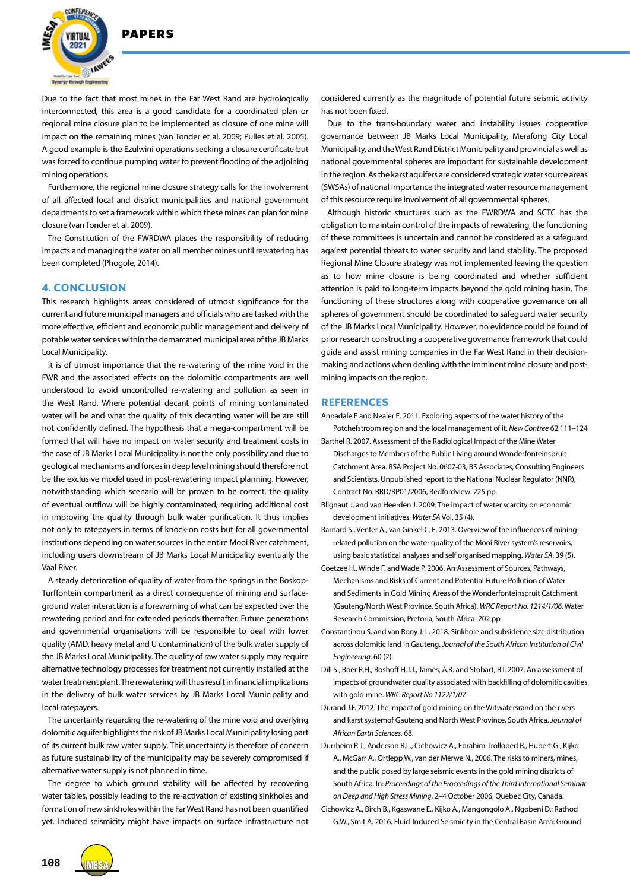Due to the fact that most mines in the Far West Rand are hydrologically interconnected, this area is a good candidate for a coordinated plan or regional mine closure plan to be implemented as closure of one mine will impact on the remaining mines (van Tonder et al. 2009; Pulles et al. 2005). A good example is the Ezulwini operations seeking a closure certificate but was forced to continue pumping water to prevent flooding of the adjoining mining operations.

Furthermore, the regional mine closure strategy calls for the involvement of all affected local and district municipalities and national government departments to set a framework within which these mines can plan for mine closure (van Tonder et al. 2009).

The Constitution of the FWRDWA places the responsibility of reducing impacts and managing the water on all member mines until rewatering has been completed (Phogole, 2014).

## 4. CONCLUSION

This research highlights areas considered of utmost significance for the current and future municipal managers and officials who are tasked with the more effective, efficient and economic public management and delivery of potable water services within the demarcated municipal area of the JB Marks Local Municipality.

It is of utmost importance that the re-watering of the mine void in the FWR and the associated effects on the dolomitic compartments are well understood to avoid uncontrolled re-watering and pollution as seen in the West Rand. Where potential decant points of mining contaminated water will be and what the quality of this decanting water will be are still not confidently defined. The hypothesis that a mega-compartment will be formed that will have no impact on water security and treatment costs in the case of JB Marks Local Municipality is not the only possibility and due to geological mechanisms and forces in deep level mining should therefore not be the exclusive model used in post-rewatering impact planning. However, notwithstanding which scenario will be proven to be correct, the quality of eventual outflow will be highly contaminated, requiring additional cost in improving the quality through bulk water purification. It thus implies not only to ratepayers in terms of knock-on costs but for all governmental institutions depending on water sources in the entire Mooi River catchment, including users downstream of JB Marks Local Municipality eventually the Vaal River.

A steady deterioration of quality of water from the springs in the Boskop-Turffontein compartment as a direct consequence of mining and surface-ground water interaction is a forewarning of what can be expected over the rewatering period and for extended periods thereafter. Future generations and governmental organisations will be responsible to deal with lower quality (AMD, heavy metal and U contamination) of the bulk water supply of the JB Marks Local Municipality. The quality of raw water supply may require alternative technology processes for treatment not currently installed at the water treatment plant. The rewatering will thus result in financial implications in the delivery of bulk water services by JB Marks Local Municipality and local ratepayers.

The uncertainty regarding the re-watering of the mine void and overlying dolomitic aquifer highlights the risk of JB Marks Local Municipality losing part of its current bulk raw water supply. This uncertainty is therefore of concern as future sustainability of the municipality may be severely compromised if alternative water supply is not planned in time.

The degree to which ground stability will be affected by recovering water tables, possibly leading to the re-activation of existing sinkholes and formation of new sinkholes within the Far West Rand has not been quantified yet. Induced seismicity might have impacts on surface infrastructure not considered currently as the magnitude of potential future seismic activity has not been fixed.

Due to the trans-boundary water and instability issues cooperative governance between JB Marks Local Municipality, Merafong City Local Municipality, and the West Rand District Municipality and provincial as well as national governmental spheres are important for sustainable development in the region. As the karst aquifers are considered strategic water source areas (SWSAs) of national importance the integrated water resource management of this resource require involvement of all governmental spheres.

Although historic structures such as the FWRDWA and SCTC has the obligation to maintain control of the impacts of rewatering, the functioning of these committees is uncertain and cannot be considered as a safeguard against potential threats to water security and land stability. The proposed Regional Mine Closure strategy was not implemented leaving the question as to how mine closure is being coordinated and whether sufficient attention is paid to long-term impacts beyond the gold mining basin. The functioning of these structures along with cooperative governance on all spheres of government should be coordinated to safeguard water security of the JB Marks Local Municipality. However, no evidence could be found of prior research constructing a cooperative governance framework that could guide and assist mining companies in the Far West Rand in their decision-making and actions when dealing with the imminent mine closure and post-mining impacts on the region.

## REFERENCES

Annadale E and Nealer E. 2011. Exploring aspects of the water history of the Potchefstroom region and the local management of it. *New Contree* 62 111–124

Barthel R. 2007. Assessment of the Radiological Impact of the Mine Water Discharges to Members of the Public Living around Wonderfonteinspruit Catchment Area. BSA Project No. 0607-03, BS Associates, Consulting Engineers and Scientists. Unpublished report to the National Nuclear Regulator (NNR), Contract No. RRD/RP01/2006, Bedfordview. 225 pp.

Blignaut J. and van Heerden J. 2009. The impact of water scarcity on economic development initiatives. *Water SA* Vol. 35 (4).

Barnard S., Venter A., van Ginkel C. E. 2013. Overview of the influences of mining-related pollution on the water quality of the Mooi River system's reservoirs, using basic statistical analyses and self organised mapping. *Water SA*. 39 (5).

Coetzee H., Winde F. and Wade P. 2006. An Assessment of Sources, Pathways, Mechanisms and Risks of Current and Potential Future Pollution of Water and Sediments in Gold Mining Areas of the Wonderfonteinspruit Catchment (Gauteng/North West Province, South Africa). *WRC Report No. 1214/1/06*. Water Research Commission, Pretoria, South Africa. 202 pp

Constantinou S. and van Rooy J. L. 2018. Sinkhole and subsidence size distribution across dolomitic land in Gauteng. *Journal of the South African Institution of Civil Engineering*. 60 (2).

Dill S., Boer R.H., Boshoff H.J.J., James, A.R. and Stobart, B.I. 2007. An assessment of impacts of groundwater quality associated with backfilling of dolomitic cavities with gold mine. *WRC Report No 1122/1/07*

Durand J.F. 2012. The impact of gold mining on the Witwatersrand on the rivers and karst systemof Gauteng and North West Province, South Africa. *Journal of African Earth Sciences*. 68.

Durrheim R.J., Anderson R.L., Cichowicz A., Ebrahim-Trolloped R., Hubert G., Kijko A., McGarr A., Ortlepp W., van der Merwe N., 2006. The risks to miners, mines, and the public posed by large seismic events in the gold mining districts of South Africa. In: *Proceedings of the Proceedings of the Third International Seminar on Deep and High Stress Mining*, 2–4 October 2006, Quebec City, Canada.

Cichowicz A., Birch B., Kgaswane E., Kijko A., Mangongolo A., Ngobeni D.; Rathod G.W., Smit A. 2016. Fluid-Induced Seismicity in the Central Basin Area: Ground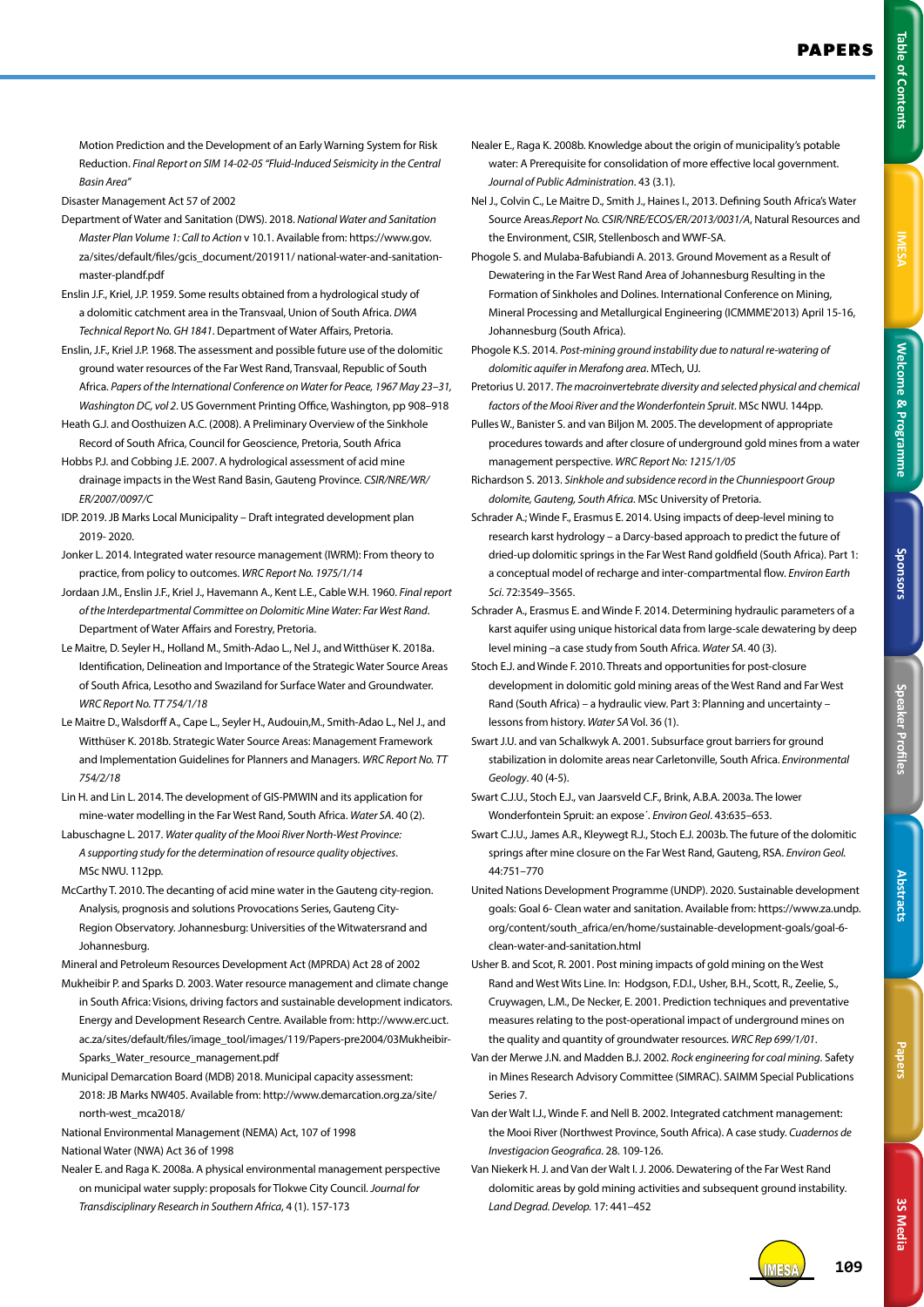Motion Prediction and the Development of an Early Warning System for Risk Reduction. *Final Report on SIM 14-02-05 "Fluid-Induced Seismicity in the Central Basin Area"*

Disaster Management Act 57 of 2002

Department of Water and Sanitation (DWS). 2018. *National Water and Sanitation Master Plan Volume 1: Call to Action* v 10.1. Available from: https://www.gov.za/sites/default/files/gcis_document/201911/ national-water-and-sanitation-master-plandf.pdf

Enslin J.F., Kriel, J.P. 1959. Some results obtained from a hydrological study of a dolomitic catchment area in the Transvaal, Union of South Africa. *DWA Technical Report No. GH 1841*. Department of Water Affairs, Pretoria.

Enslin, J.F., Kriel J.P. 1968. The assessment and possible future use of the dolomitic ground water resources of the Far West Rand, Transvaal, Republic of South Africa. *Papers of the International Conference on Water for Peace, 1967 May 23–31, Washington DC, vol 2*. US Government Printing Office, Washington, pp 908–918

Heath G.J. and Oosthuizen A.C. (2008). A Preliminary Overview of the Sinkhole Record of South Africa, Council for Geoscience, Pretoria, South Africa

Hobbs P.J. and Cobbing J.E. 2007. A hydrological assessment of acid mine drainage impacts in the West Rand Basin, Gauteng Province. *CSIR/NRE/WR/ER/2007/0097/C*

IDP. 2019. JB Marks Local Municipality – Draft integrated development plan 2019- 2020.

Jonker L. 2014. Integrated water resource management (IWRM): From theory to practice, from policy to outcomes. *WRC Report No. 1975/1/14*

Jordaan J.M., Enslin J.F., Kriel J.P., Havemann A., Kent L.E., Cable W.H. 1960. *Final report of the Interdepartmental Committee on Dolomitic Mine Water: Far West Rand*. Department of Water Affairs and Forestry, Pretoria.

Le Maitre, D. Seyler H., Holland M., Smith-Adao L., Nel J., and Witthüser K. 2018a. Identification, Delineation and Importance of the Strategic Water Source Areas of South Africa, Lesotho and Swaziland for Surface Water and Groundwater. *WRC Report No. TT 754/1/18*

Le Maitre D., Walsdorff A., Cape L., Seyler H., Audouin,M., Smith-Adao L., Nel J., and Witthüser K. 2018b. Strategic Water Source Areas: Management Framework and Implementation Guidelines for Planners and Managers. *WRC Report No. TT 754/2/18*

Lin H. and Lin L. 2014. The development of GIS-PMWIN and its application for mine-water modelling in the Far West Rand, South Africa. *Water SA*. 40 (2).

Labuschagne L. 2017. *Water quality of the Mooi River North-West Province: A supporting study for the determination of resource quality objectives*. MSc NWU. 112pp.

McCarthy T. 2010. The decanting of acid mine water in the Gauteng city-region. Analysis, prognosis and solutions Provocations Series, Gauteng City-Region Observatory. Johannesburg: Universities of the Witwatersrand and Johannesburg.

Mineral and Petroleum Resources Development Act (MPRDA) Act 28 of 2002

Mukheibir P. and Sparks D. 2003. Water resource management and climate change in South Africa: Visions, driving factors and sustainable development indicators. Energy and Development Research Centre. Available from: http://www.erc.uct.ac.za/sites/default/files/image_tool/images/119/Papers-pre2004/03Mukheibir-Sparks_Water_resource_management.pdf

Municipal Demarcation Board (MDB) 2018. Municipal capacity assessment: 2018: JB Marks NW405. Available from: http://www.demarcation.org.za/site/north-west_mca2018/

National Environmental Management (NEMA) Act, 107 of 1998

National Water (NWA) Act 36 of 1998

Nealer E. and Raga K. 2008a. A physical environmental management perspective on municipal water supply: proposals for Tlokwe City Council. *Journal for Transdisciplinary Research in Southern Africa*, 4 (1). 157-173

Nealer E., Raga K. 2008b. Knowledge about the origin of municipality's potable water: A Prerequisite for consolidation of more effective local government. *Journal of Public Administration*. 43 (3.1).

Nel J., Colvin C., Le Maitre D., Smith J., Haines I., 2013. Defining South Africa's Water Source Areas.*Report No. CSIR/NRE/ECOS/ER/2013/0031/A*, Natural Resources and the Environment, CSIR, Stellenbosch and WWF-SA.

Phogole S. and Mulaba-Bafubiandi A. 2013. Ground Movement as a Result of Dewatering in the Far West Rand Area of Johannesburg Resulting in the Formation of Sinkholes and Dolines. International Conference on Mining, Mineral Processing and Metallurgical Engineering (ICMMME'2013) April 15-16, Johannesburg (South Africa).

Phogole K.S. 2014. *Post-mining ground instability due to natural re-watering of dolomitic aquifer in Merafong area*. MTech, UJ.

Pretorius U. 2017. *The macroinvertebrate diversity and selected physical and chemical factors of the Mooi River and the Wonderfontein Spruit*. MSc NWU. 144pp.

Pulles W., Banister S. and van Biljon M. 2005. The development of appropriate procedures towards and after closure of underground gold mines from a water management perspective. *WRC Report No: 1215/1/05*

Richardson S. 2013. *Sinkhole and subsidence record in the Chunniespoort Group dolomite, Gauteng, South Africa*. MSc University of Pretoria.

Schrader A.; Winde F., Erasmus E. 2014. Using impacts of deep-level mining to research karst hydrology – a Darcy-based approach to predict the future of dried-up dolomitic springs in the Far West Rand goldfield (South Africa). Part 1: a conceptual model of recharge and inter-compartmental flow. *Environ Earth Sci*. 72:3549–3565.

Schrader A., Erasmus E. and Winde F. 2014. Determining hydraulic parameters of a karst aquifer using unique historical data from large-scale dewatering by deep level mining –a case study from South Africa. *Water SA*. 40 (3).

Stoch E.J. and Winde F. 2010. Threats and opportunities for post-closure development in dolomitic gold mining areas of the West Rand and Far West Rand (South Africa) – a hydraulic view. Part 3: Planning and uncertainty – lessons from history. *Water SA* Vol. 36 (1).

Swart J.U. and van Schalkwyk A. 2001. Subsurface grout barriers for ground stabilization in dolomite areas near Carletonville, South Africa. *Environmental Geology*. 40 (4-5).

Swart C.J.U., Stoch E.J., van Jaarsveld C.F., Brink, A.B.A. 2003a. The lower Wonderfontein Spruit: an expose´. *Environ Geol*. 43:635–653.

Swart C.J.U., James A.R., Kleywegt R.J., Stoch E.J. 2003b. The future of the dolomitic springs after mine closure on the Far West Rand, Gauteng, RSA. *Environ Geol.* 44:751–770

United Nations Development Programme (UNDP). 2020. Sustainable development goals: Goal 6- Clean water and sanitation. Available from: https://www.za.undp.org/content/south_africa/en/home/sustainable-development-goals/goal-6-clean-water-and-sanitation.html

Usher B. and Scot, R. 2001. Post mining impacts of gold mining on the West Rand and West Wits Line. In: Hodgson, F.D.I., Usher, B.H., Scott, R., Zeelie, S., Cruywagen, L.M., De Necker, E. 2001. Prediction techniques and preventative measures relating to the post-operational impact of underground mines on the quality and quantity of groundwater resources. *WRC Rep 699/1/01*.

Van der Merwe J.N. and Madden B.J. 2002. *Rock engineering for coal mining*. Safety in Mines Research Advisory Committee (SIMRAC). SAIMM Special Publications Series 7.

Van der Walt I.J., Winde F. and Nell B. 2002. Integrated catchment management: the Mooi River (Northwest Province, South Africa). A case study. *Cuadernos de Investigacion Geografica*. 28. 109-126.

Van Niekerk H. J. and Van der Walt I. J. 2006. Dewatering of the Far West Rand dolomitic areas by gold mining activities and subsequent ground instability. *Land Degrad. Develop.* 17: 441–452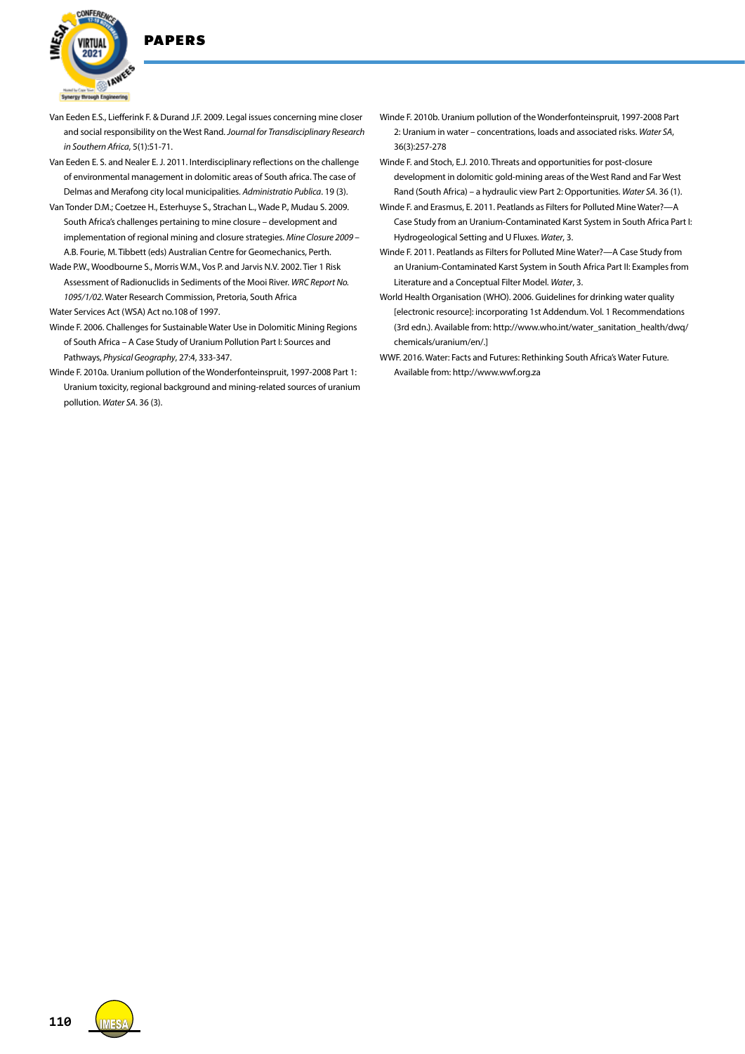Van Eeden E.S., Liefferink F. & Durand J.F. 2009. Legal issues concerning mine closer and social responsibility on the West Rand. *Journal for Transdisciplinary Research in Southern Africa*, 5(1):51-71.

Van Eeden E. S. and Nealer E. J. 2011. Interdisciplinary reflections on the challenge of environmental management in dolomitic areas of South africa. The case of Delmas and Merafong city local municipalities. *Administratio Publica*. 19 (3).

Van Tonder D.M.; Coetzee H., Esterhuyse S., Strachan L., Wade P., Mudau S. 2009. South Africa's challenges pertaining to mine closure – development and implementation of regional mining and closure strategies. *Mine Closure 2009* – A.B. Fourie, M. Tibbett (eds) Australian Centre for Geomechanics, Perth.

Wade P.W., Woodbourne S., Morris W.M., Vos P. and Jarvis N.V. 2002. Tier 1 Risk Assessment of Radionuclids in Sediments of the Mooi River. *WRC Report No. 1095/1/02*. Water Research Commission, Pretoria, South Africa

Water Services Act (WSA) Act no.108 of 1997.

Winde F. 2006. Challenges for Sustainable Water Use in Dolomitic Mining Regions of South Africa – A Case Study of Uranium Pollution Part I: Sources and Pathways, *Physical Geography*, 27:4, 333-347.

Winde F. 2010a. Uranium pollution of the Wonderfonteinspruit, 1997-2008 Part 1: Uranium toxicity, regional background and mining-related sources of uranium pollution. *Water SA*. 36 (3).

Winde F. 2010b. Uranium pollution of the Wonderfonteinspruit, 1997-2008 Part 2: Uranium in water – concentrations, loads and associated risks. *Water SA*, 36(3):257-278

Winde F. and Stoch, E.J. 2010. Threats and opportunities for post-closure development in dolomitic gold-mining areas of the West Rand and Far West Rand (South Africa) – a hydraulic view Part 2: Opportunities. *Water SA*. 36 (1).

Winde F. and Erasmus, E. 2011. Peatlands as Filters for Polluted Mine Water?—A Case Study from an Uranium-Contaminated Karst System in South Africa Part I: Hydrogeological Setting and U Fluxes. *Water*, 3.

Winde F. 2011. Peatlands as Filters for Polluted Mine Water?—A Case Study from an Uranium-Contaminated Karst System in South Africa Part II: Examples from Literature and a Conceptual Filter Model. *Water*, 3.

World Health Organisation (WHO). 2006. Guidelines for drinking water quality [electronic resource]: incorporating 1st Addendum. Vol. 1 Recommendations (3rd edn.). Available from: http://www.who.int/water_sanitation_health/dwq/chemicals/uranium/en/.]

WWF. 2016. Water: Facts and Futures: Rethinking South Africa's Water Future. Available from: http://www.wwf.org.za